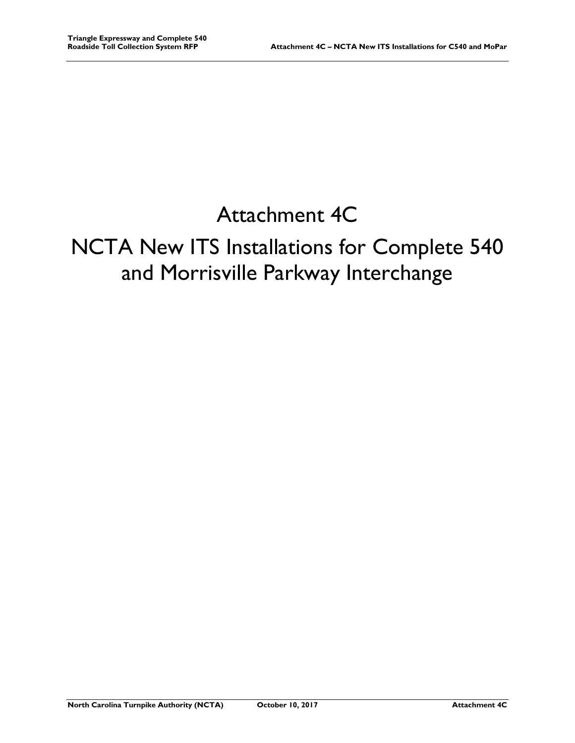# Attachment 4C

# NCTA New ITS Installations for Complete 540 and Morrisville Parkway Interchange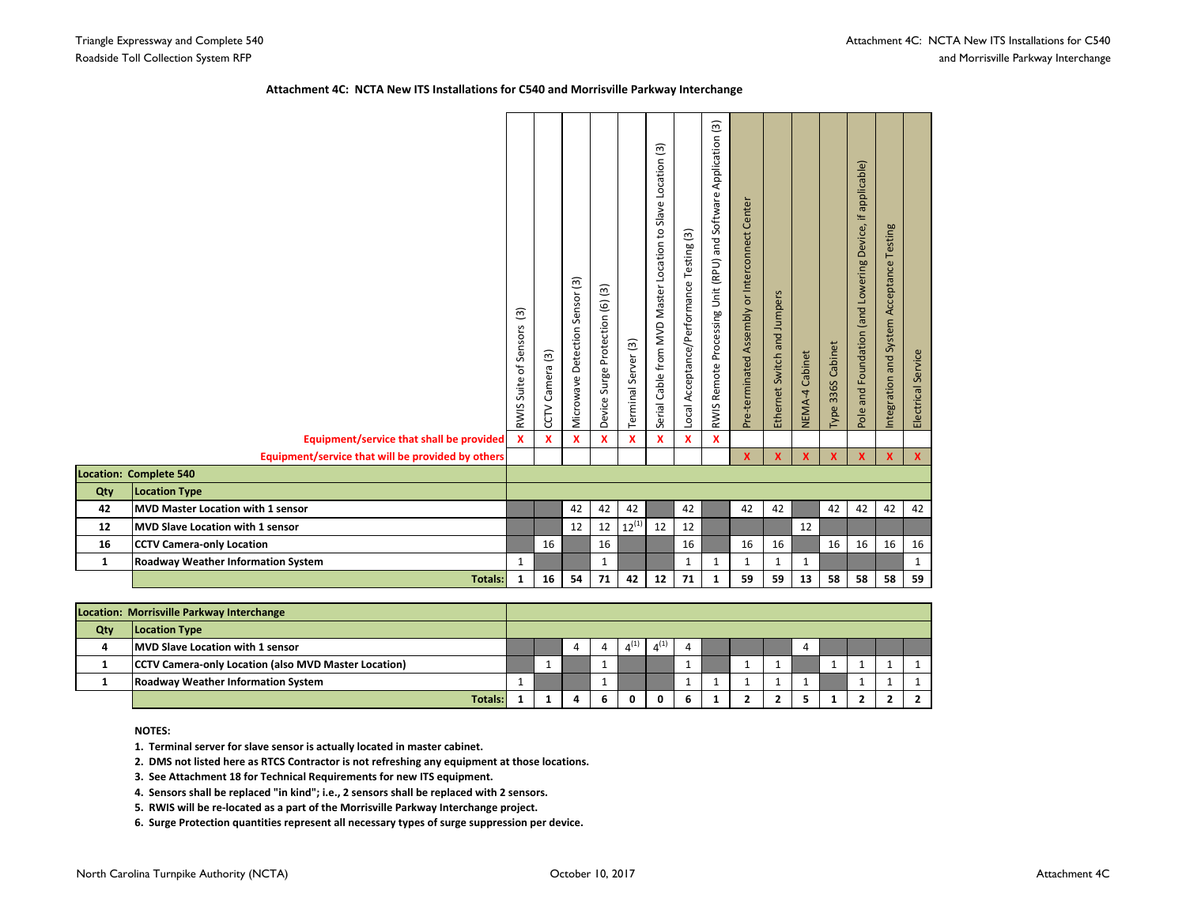# Attachment 4C: NCTA New ITS Installations for C540 and Morrisville Parkway Interchange

| | | RWIS Suite of Sensors (3) | CCTV Camera (3) | Microwave Detection Sensor (3) | Device Surge Protection (6) (3) | Terminal Server (3) | Serial Cable from MVD Master Location to Slave Location (3) | Local Acceptance/Performance Testing (3) | RWIS Remote Processing Unit (RPU) and Software Application (3) | Pre-terminated Assembly or Interconnect Center | Ethernet Switch and Jumpers | NEMA-4 Cabinet | Type 336S Cabinet | Pole and Foundation (and Lowering Device, if applicable) | Integration and System Acceptance Testing | Electrical Service |
|---|---|---|---|---|---|---|---|---|---|---|---|---|---|---|---|---|
| | **Equipment/service that shall be provided** | X | X | X | X | X | X | X | X | | | | | | | |
| | **Equipment/service that will be provided by others** | | | | | | | | | X | X | X | X | X | X | X |
| **Location: Complete 540** | | | | | | | | | | | | | | | | |
| **Qty** | **Location Type** | | | | | | | | | | | | | | | |
| **42** | **MVD Master Location with 1 sensor** | | | 42 | 42 | 42 | | 42 | | 42 | 42 | | 42 | 42 | 42 | 42 |
| **12** | **MVD Slave Location with 1 sensor** | | | 12 | 12 | 12[1] | 12 | 12 | | | | 12 | | | | |
| **16** | **CCTV Camera-only Location** | | 16 | | 16 | | | 16 | | 16 | 16 | | 16 | 16 | 16 | 16 |
| **1** | **Roadway Weather Information System** | 1 | | | 1 | | | 1 | 1 | 1 | 1 | 1 | | | | 1 |
| | **Totals:** | **1** | **16** | **54** | **71** | **42** | **12** | **71** | **1** | **59** | **59** | **13** | **58** | **58** | **58** | **59** |
| **Location: Morrisville Parkway Interchange** | | | | | | | | | | | | | | | | |
| **Qty** | **Location Type** | | | | | | | | | | | | | | | |
| **4** | **MVD Slave Location with 1 sensor** | | | 4 | 4 | 4[1] | 4[1] | 4 | | | | 4 | | | | |
| **1** | **CCTV Camera-only Location (also MVD Master Location)** | | 1 | | 1 | | | 1 | | 1 | 1 | | 1 | 1 | 1 | 1 |
| **1** | **Roadway Weather Information System** | 1 | | | 1 | | | 1 | 1 | 1 | 1 | 1 | | 1 | 1 | 1 |
| | **Totals:** | **1** | **1** | **4** | **6** | **0** | **0** | **6** | **1** | **2** | **2** | **5** | **1** | **2** | **2** | **2** |

**NOTES:**

1. **Terminal server for slave sensor is actually located in master cabinet.**
2. **DMS not listed here as RTCS Contractor is not refreshing any equipment at those locations.**
3. **See Attachment 18 for Technical Requirements for new ITS equipment.**
4. **Sensors shall be replaced "in kind"; i.e., 2 sensors shall be replaced with 2 sensors.**
5. **RWIS will be re-located as a part of the Morrisville Parkway Interchange project.**
6. **Surge Protection quantities represent all necessary types of surge suppression per device.**